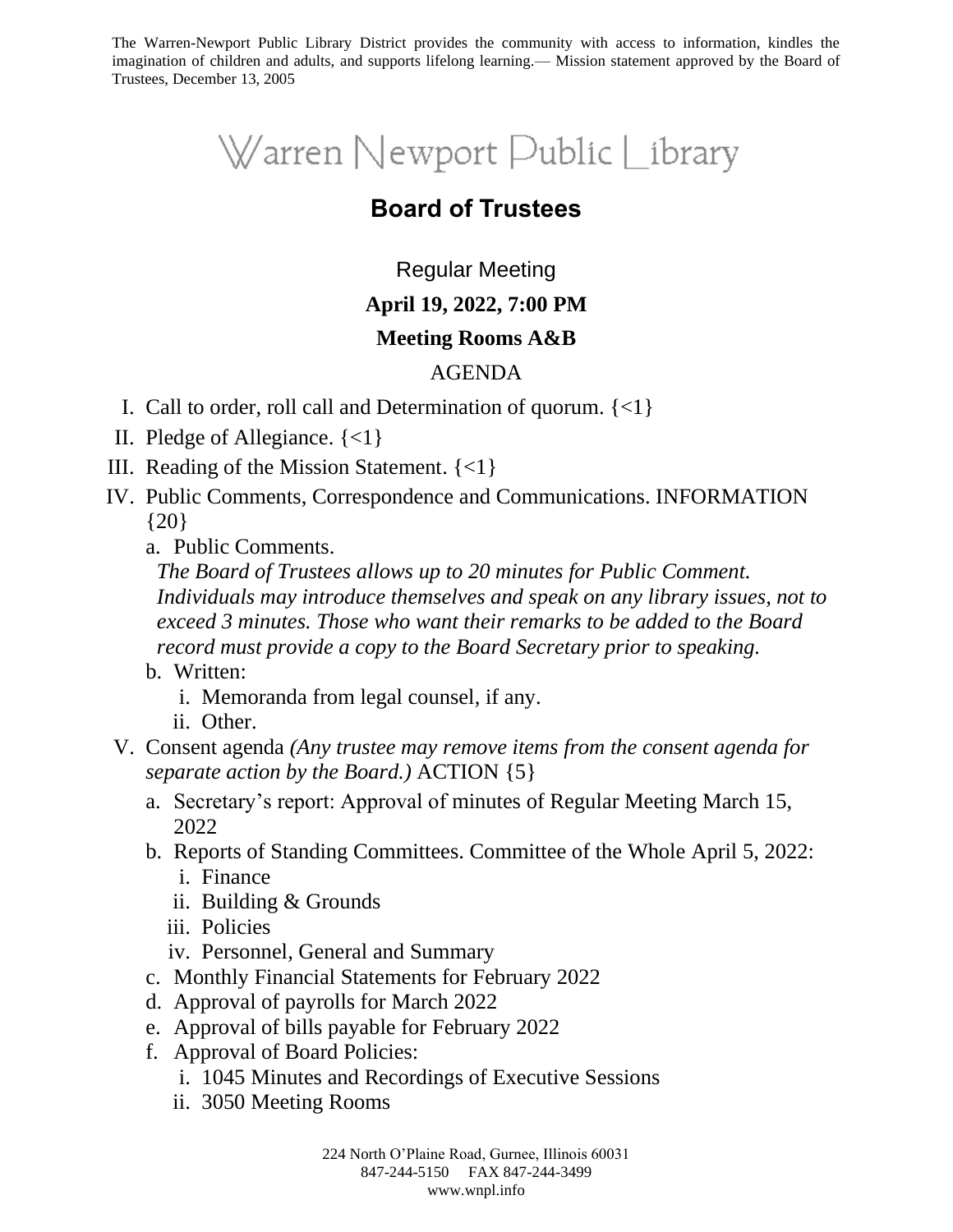The Warren-Newport Public Library District provides the community with access to information, kindles the imagination of children and adults, and supports lifelong learning.— Mission statement approved by the Board of Trustees, December 13, 2005

# Warren Newport Public Library

## Board of Trustees

Regular Meeting

**April 19, 2022, 7:00 PM**

**Meeting Rooms A&B**

AGENDA

I. Call to order, roll call and Determination of quorum. {<1}

II. Pledge of Allegiance. {<1}

III. Reading of the Mission Statement. {<1}

IV. Public Comments, Correspondence and Communications. INFORMATION {20}

   a. Public Comments.
      *The Board of Trustees allows up to 20 minutes for Public Comment. Individuals may introduce themselves and speak on any library issues, not to exceed 3 minutes. Those who want their remarks to be added to the Board record must provide a copy to the Board Secretary prior to speaking.*

   b. Written:
      i. Memoranda from legal counsel, if any.
      ii. Other.

V. Consent agenda *(Any trustee may remove items from the consent agenda for separate action by the Board.)* ACTION {5}

   a. Secretary's report: Approval of minutes of Regular Meeting March 15, 2022

   b. Reports of Standing Committees. Committee of the Whole April 5, 2022:
      i. Finance
      ii. Building & Grounds
      iii. Policies
      iv. Personnel, General and Summary

   c. Monthly Financial Statements for February 2022

   d. Approval of payrolls for March 2022

   e. Approval of bills payable for February 2022

   f. Approval of Board Policies:
      i. 1045 Minutes and Recordings of Executive Sessions
      ii. 3050 Meeting Rooms

224 North O'Plaine Road, Gurnee, Illinois 60031
847-244-5150 FAX 847-244-3499
www.wnpl.info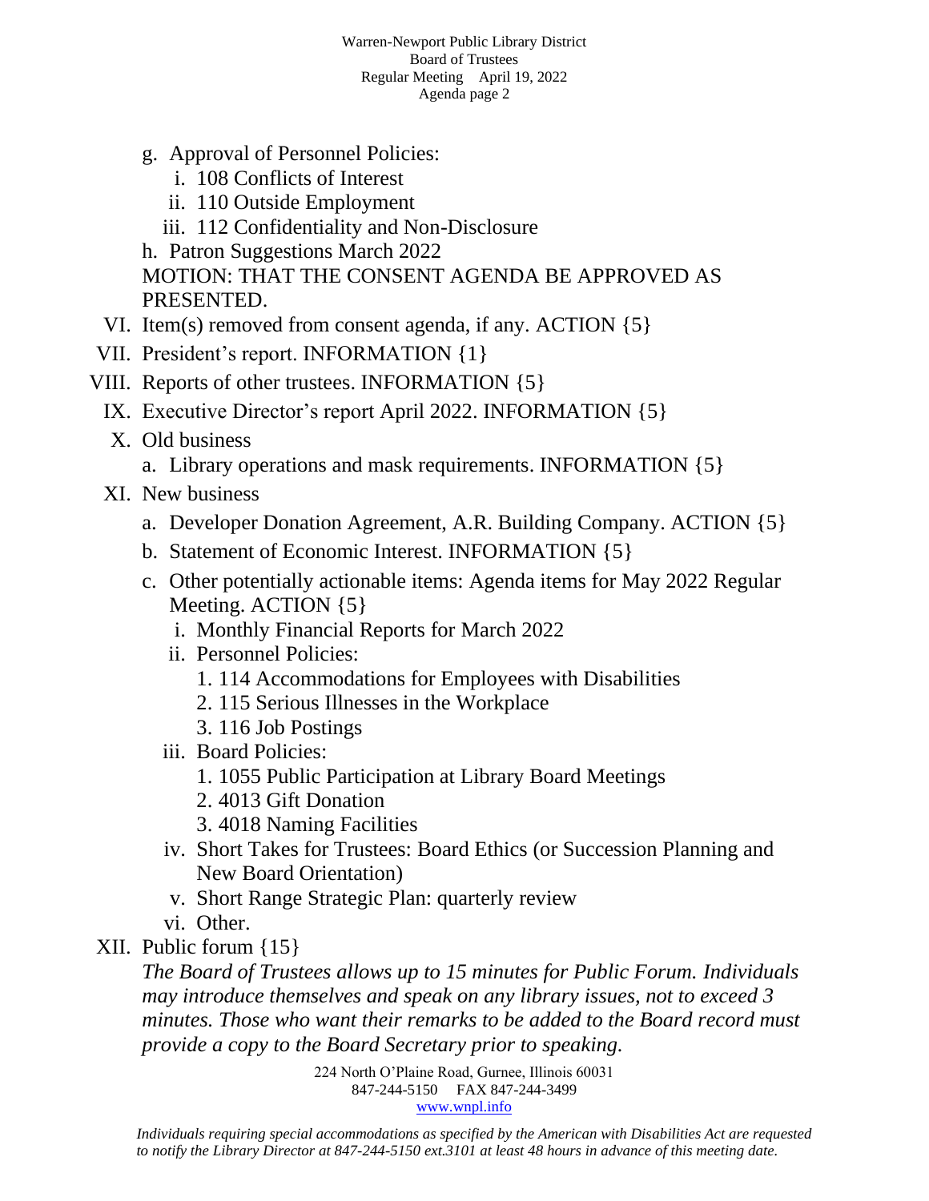g. Approval of Personnel Policies:
   i. 108 Conflicts of Interest
   ii. 110 Outside Employment
   iii. 112 Confidentiality and Non-Disclosure

h. Patron Suggestions March 2022

MOTION: THAT THE CONSENT AGENDA BE APPROVED AS PRESENTED.

VI. Item(s) removed from consent agenda, if any. ACTION {5}

VII. President's report. INFORMATION {1}

VIII. Reports of other trustees. INFORMATION {5}

IX. Executive Director's report April 2022. INFORMATION {5}

X. Old business
   a. Library operations and mask requirements. INFORMATION {5}

XI. New business
   a. Developer Donation Agreement, A.R. Building Company. ACTION {5}
   b. Statement of Economic Interest. INFORMATION {5}
   c. Other potentially actionable items: Agenda items for May 2022 Regular Meeting. ACTION {5}
      i. Monthly Financial Reports for March 2022
      ii. Personnel Policies:
         1. 114 Accommodations for Employees with Disabilities
         2. 115 Serious Illnesses in the Workplace
         3. 116 Job Postings
      iii. Board Policies:
         1. 1055 Public Participation at Library Board Meetings
         2. 4013 Gift Donation
         3. 4018 Naming Facilities
      iv. Short Takes for Trustees: Board Ethics (or Succession Planning and New Board Orientation)
      v. Short Range Strategic Plan: quarterly review
      vi. Other.

XII. Public forum {15}

*The Board of Trustees allows up to 15 minutes for Public Forum. Individuals may introduce themselves and speak on any library issues, not to exceed 3 minutes. Those who want their remarks to be added to the Board record must provide a copy to the Board Secretary prior to speaking.*

224 North O'Plaine Road, Gurnee, Illinois 60031
847-244-5150 FAX 847-244-3499
www.wnpl.info

*Individuals requiring special accommodations as specified by the American with Disabilities Act are requested to notify the Library Director at 847-244-5150 ext.3101 at least 48 hours in advance of this meeting date.*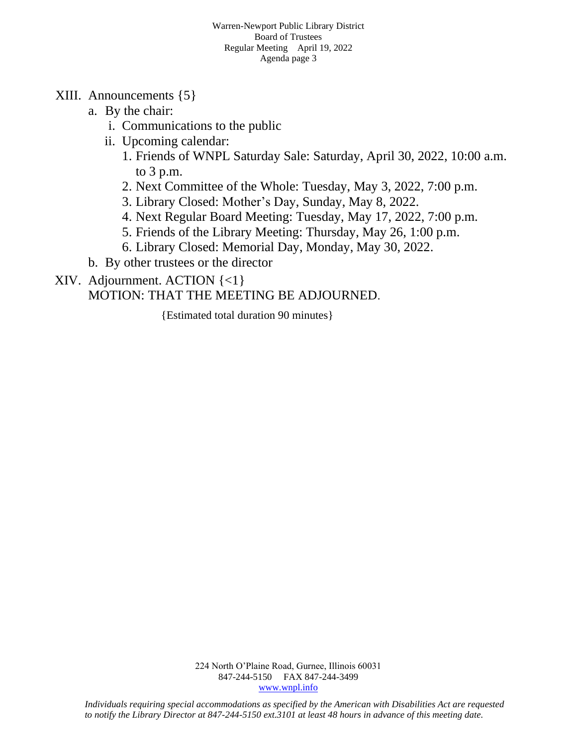XIII. Announcements {5}

a. By the chair:

i. Communications to the public

ii. Upcoming calendar:

1. Friends of WNPL Saturday Sale: Saturday, April 30, 2022, 10:00 a.m. to 3 p.m.
2. Next Committee of the Whole: Tuesday, May 3, 2022, 7:00 p.m.
3. Library Closed: Mother's Day, Sunday, May 8, 2022.
4. Next Regular Board Meeting: Tuesday, May 17, 2022, 7:00 p.m.
5. Friends of the Library Meeting: Thursday, May 26, 1:00 p.m.
6. Library Closed: Memorial Day, Monday, May 30, 2022.

b. By other trustees or the director

XIV. Adjournment. ACTION {<1}

MOTION: THAT THE MEETING BE ADJOURNED.

{Estimated total duration 90 minutes}

224 North O'Plaine Road, Gurnee, Illinois 60031
847-244-5150 FAX 847-244-3499
www.wnpl.info

*Individuals requiring special accommodations as specified by the American with Disabilities Act are requested to notify the Library Director at 847-244-5150 ext.3101 at least 48 hours in advance of this meeting date.*